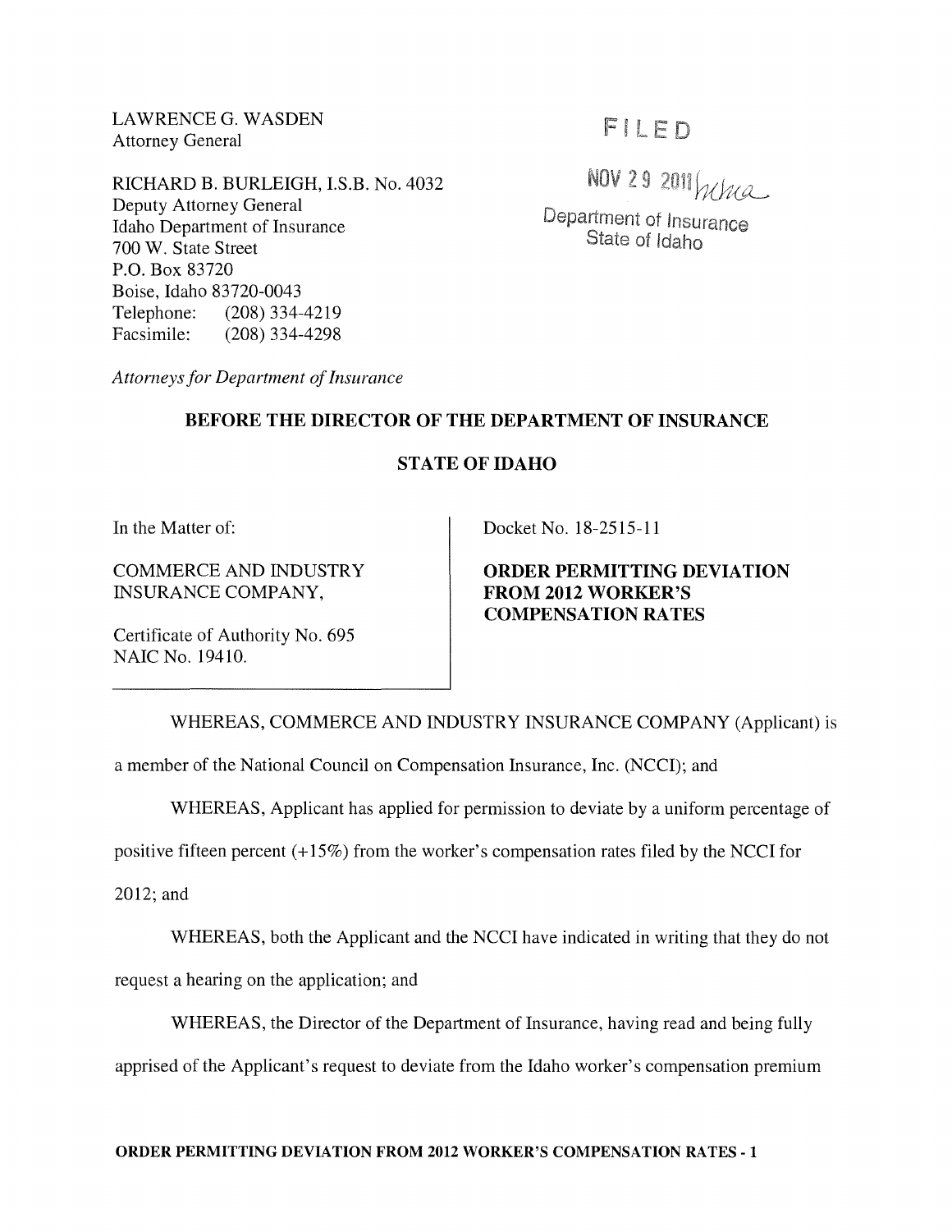LAWRENCE G. WASDEN
Attorney General

RICHARD B. BURLEIGH, I.S.B. No. 4032
Deputy Attorney General
Idaho Department of Insurance
700 W. State Street
P.O. Box 83720
Boise, Idaho 83720-0043
Telephone: (208) 334-4219
Facsimile: (208) 334-4298

*Attorneys for Department of Insurance*

FILED

NOV 29 2011

Department of Insurance
State of Idaho

**BEFORE THE DIRECTOR OF THE DEPARTMENT OF INSURANCE**

**STATE OF IDAHO**

In the Matter of:

COMMERCE AND INDUSTRY INSURANCE COMPANY,

Certificate of Authority No. 695
NAIC No. 19410.

Docket No. 18-2515-11

**ORDER PERMITTING DEVIATION FROM 2012 WORKER'S COMPENSATION RATES**

WHEREAS, COMMERCE AND INDUSTRY INSURANCE COMPANY (Applicant) is a member of the National Council on Compensation Insurance, Inc. (NCCI); and

WHEREAS, Applicant has applied for permission to deviate by a uniform percentage of positive fifteen percent (+15%) from the worker's compensation rates filed by the NCCI for 2012; and

WHEREAS, both the Applicant and the NCCI have indicated in writing that they do not request a hearing on the application; and

WHEREAS, the Director of the Department of Insurance, having read and being fully apprised of the Applicant's request to deviate from the Idaho worker's compensation premium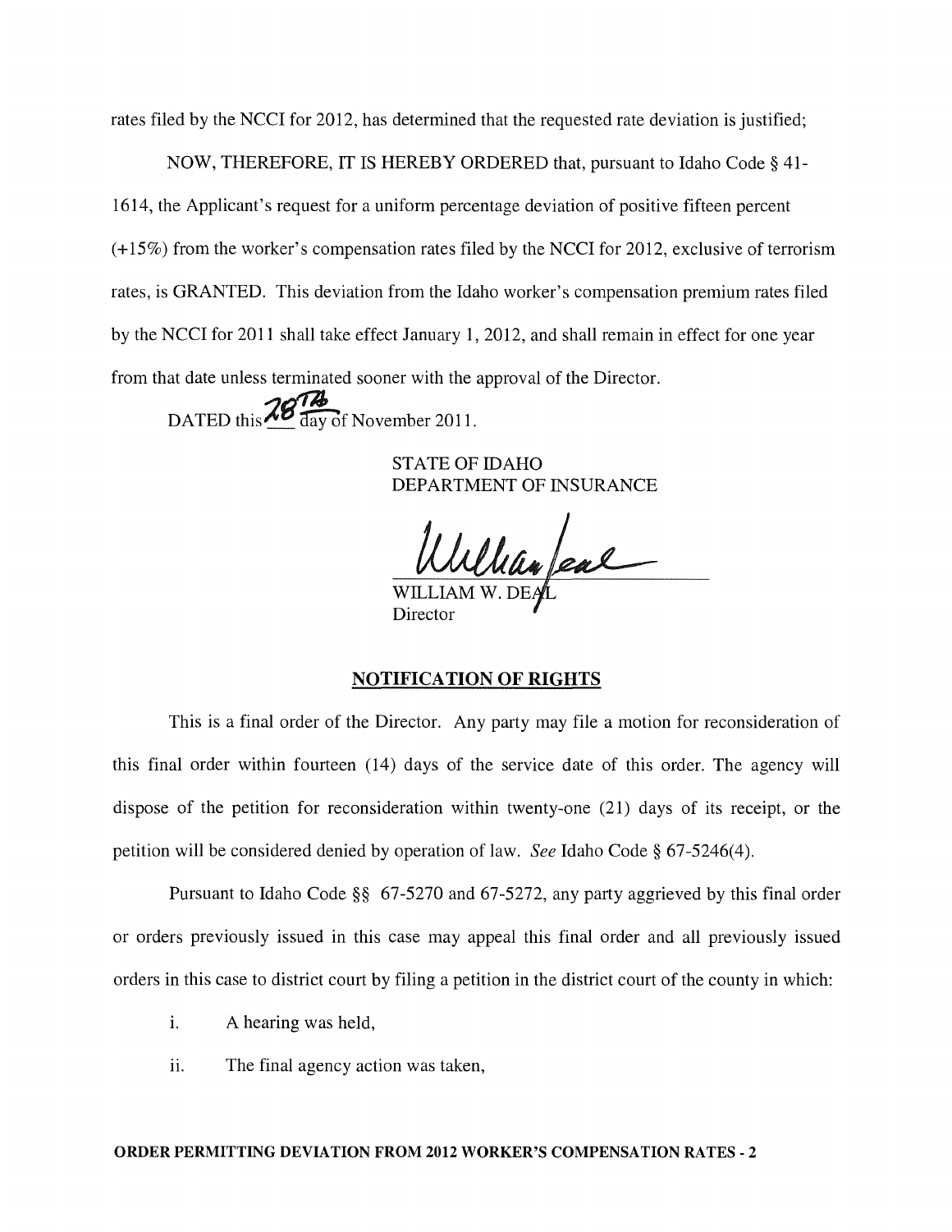rates filed by the NCCI for 2012, has determined that the requested rate deviation is justified;

NOW, THEREFORE, IT IS HEREBY ORDERED that, pursuant to Idaho Code § 41-1614, the Applicant's request for a uniform percentage deviation of positive fifteen percent (+15%) from the worker's compensation rates filed by the NCCI for 2012, exclusive of terrorism rates, is GRANTED. This deviation from the Idaho worker's compensation premium rates filed by the NCCI for 2011 shall take effect January 1, 2012, and shall remain in effect for one year from that date unless terminated sooner with the approval of the Director.

DATED this 28th day of November 2011.

STATE OF IDAHO
DEPARTMENT OF INSURANCE

WILLIAM W. DEAL
Director

## NOTIFICATION OF RIGHTS

This is a final order of the Director. Any party may file a motion for reconsideration of this final order within fourteen (14) days of the service date of this order. The agency will dispose of the petition for reconsideration within twenty-one (21) days of its receipt, or the petition will be considered denied by operation of law. *See* Idaho Code § 67-5246(4).

Pursuant to Idaho Code §§ 67-5270 and 67-5272, any party aggrieved by this final order or orders previously issued in this case may appeal this final order and all previously issued orders in this case to district court by filing a petition in the district court of the county in which:

i. A hearing was held,

ii. The final agency action was taken,

**ORDER PERMITTING DEVIATION FROM 2012 WORKER'S COMPENSATION RATES - 2**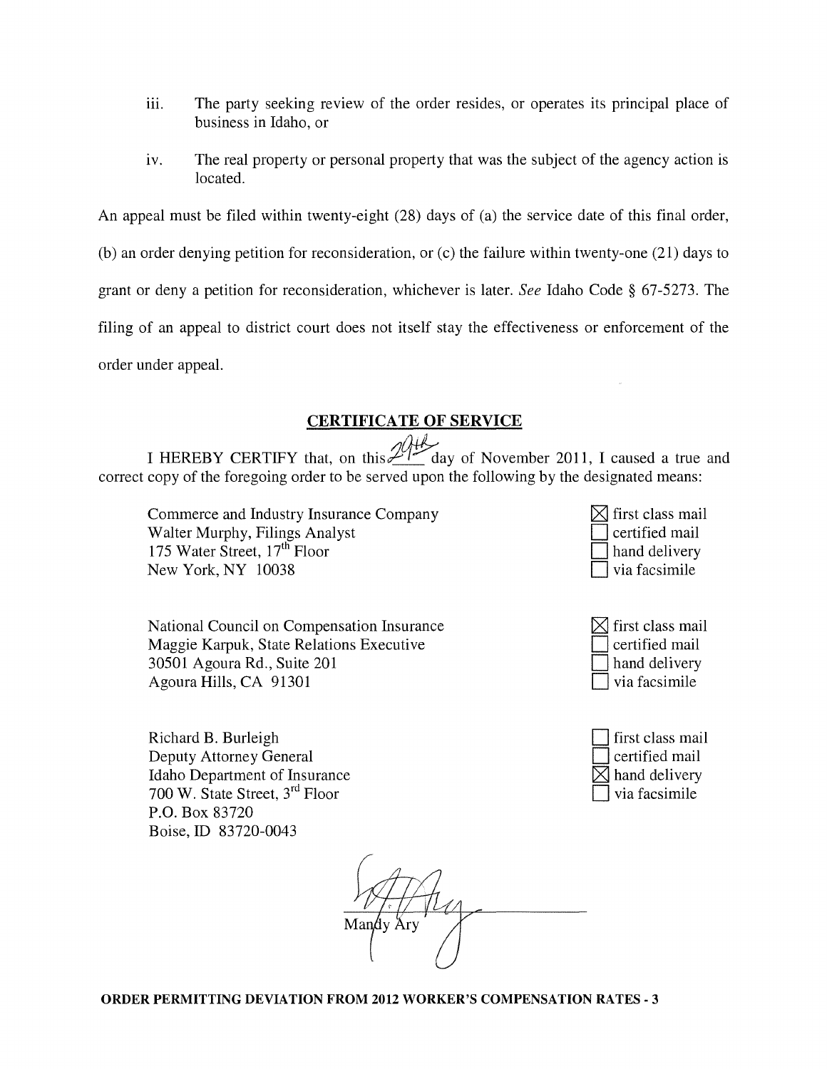iii. The party seeking review of the order resides, or operates its principal place of business in Idaho, or

iv. The real property or personal property that was the subject of the agency action is located.

An appeal must be filed within twenty-eight (28) days of (a) the service date of this final order, (b) an order denying petition for reconsideration, or (c) the failure within twenty-one (21) days to grant or deny a petition for reconsideration, whichever is later. *See* Idaho Code § 67-5273. The filing of an appeal to district court does not itself stay the effectiveness or enforcement of the order under appeal.

## CERTIFICATE OF SERVICE

I HEREBY CERTIFY that, on this 29th day of November 2011, I caused a true and correct copy of the foregoing order to be served upon the following by the designated means:

Commerce and Industry Insurance Company
Walter Murphy, Filings Analyst
175 Water Street, 17th Floor
New York, NY 10038

- [x] first class mail
- [ ] certified mail
- [ ] hand delivery
- [ ] via facsimile

National Council on Compensation Insurance
Maggie Karpuk, State Relations Executive
30501 Agoura Rd., Suite 201
Agoura Hills, CA 91301

- [x] first class mail
- [ ] certified mail
- [ ] hand delivery
- [ ] via facsimile

Richard B. Burleigh
Deputy Attorney General
Idaho Department of Insurance
700 W. State Street, 3rd Floor
P.O. Box 83720
Boise, ID 83720-0043

- [ ] first class mail
- [ ] certified mail
- [x] hand delivery
- [ ] via facsimile

Mandy Ary

**ORDER PERMITTING DEVIATION FROM 2012 WORKER'S COMPENSATION RATES - 3**